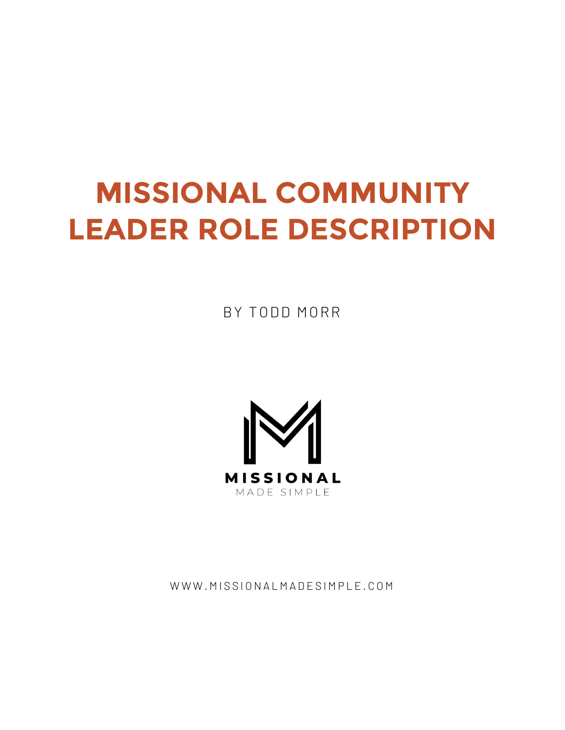# MISSIONAL COMMUNITY LEADER ROLE DESCRIPTION

BY TODD MORR

MISSIONAL
MADE SIMPLE

WWW.MISSIONALMADESIMPLE.COM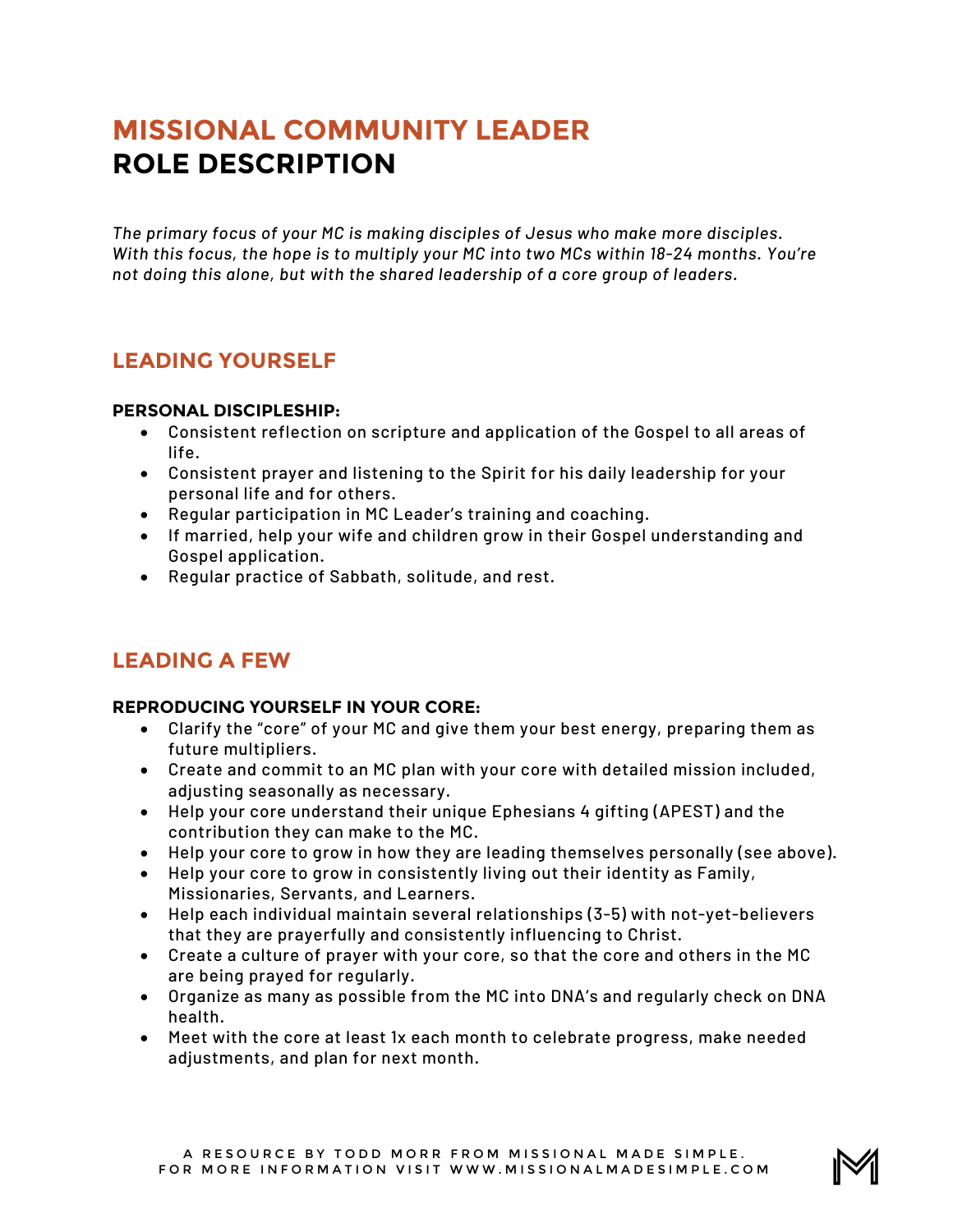# MISSIONAL COMMUNITY LEADER
# ROLE DESCRIPTION

*The primary focus of your MC is making disciples of Jesus who make more disciples. With this focus, the hope is to multiply your MC into two MCs within 18-24 months. You're not doing this alone, but with the shared leadership of a core group of leaders.*

## LEADING YOURSELF

**PERSONAL DISCIPLESHIP:**

- Consistent reflection on scripture and application of the Gospel to all areas of life.
- Consistent prayer and listening to the Spirit for his daily leadership for your personal life and for others.
- Regular participation in MC Leader's training and coaching.
- If married, help your wife and children grow in their Gospel understanding and Gospel application.
- Regular practice of Sabbath, solitude, and rest.

## LEADING A FEW

**REPRODUCING YOURSELF IN YOUR CORE:**

- Clarify the "core" of your MC and give them your best energy, preparing them as future multipliers.
- Create and commit to an MC plan with your core with detailed mission included, adjusting seasonally as necessary.
- Help your core understand their unique Ephesians 4 gifting (APEST) and the contribution they can make to the MC.
- Help your core to grow in how they are leading themselves personally (see above).
- Help your core to grow in consistently living out their identity as Family, Missionaries, Servants, and Learners.
- Help each individual maintain several relationships (3-5) with not-yet-believers that they are prayerfully and consistently influencing to Christ.
- Create a culture of prayer with your core, so that the core and others in the MC are being prayed for regularly.
- Organize as many as possible from the MC into DNA's and regularly check on DNA health.
- Meet with the core at least 1x each month to celebrate progress, make needed adjustments, and plan for next month.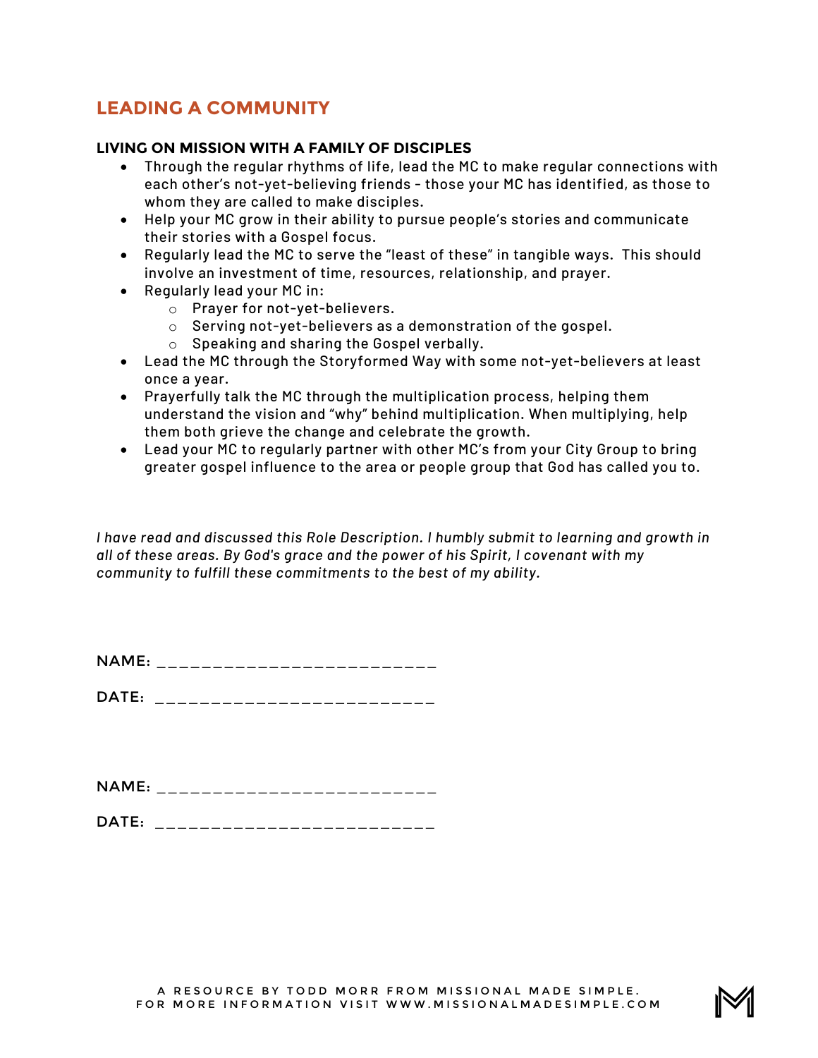## LEADING A COMMUNITY

### LIVING ON MISSION WITH A FAMILY OF DISCIPLES

- Through the regular rhythms of life, lead the MC to make regular connections with each other's not-yet-believing friends - those your MC has identified, as those to whom they are called to make disciples.
- Help your MC grow in their ability to pursue people's stories and communicate their stories with a Gospel focus.
- Regularly lead the MC to serve the "least of these" in tangible ways. This should involve an investment of time, resources, relationship, and prayer.
- Regularly lead your MC in:
  - Prayer for not-yet-believers.
  - Serving not-yet-believers as a demonstration of the gospel.
  - Speaking and sharing the Gospel verbally.
- Lead the MC through the Storyformed Way with some not-yet-believers at least once a year.
- Prayerfully talk the MC through the multiplication process, helping them understand the vision and "why" behind multiplication. When multiplying, help them both grieve the change and celebrate the growth.
- Lead your MC to regularly partner with other MC's from your City Group to bring greater gospel influence to the area or people group that God has called you to.

*I have read and discussed this Role Description. I humbly submit to learning and growth in all of these areas. By God's grace and the power of his Spirit, I covenant with my community to fulfill these commitments to the best of my ability.*

NAME: _________________________

DATE: _________________________

NAME: _________________________

DATE: _________________________

A RESOURCE BY TODD MORR FROM MISSIONAL MADE SIMPLE.
FOR MORE INFORMATION VISIT WWW.MISSIONALMADESIMPLE.COM